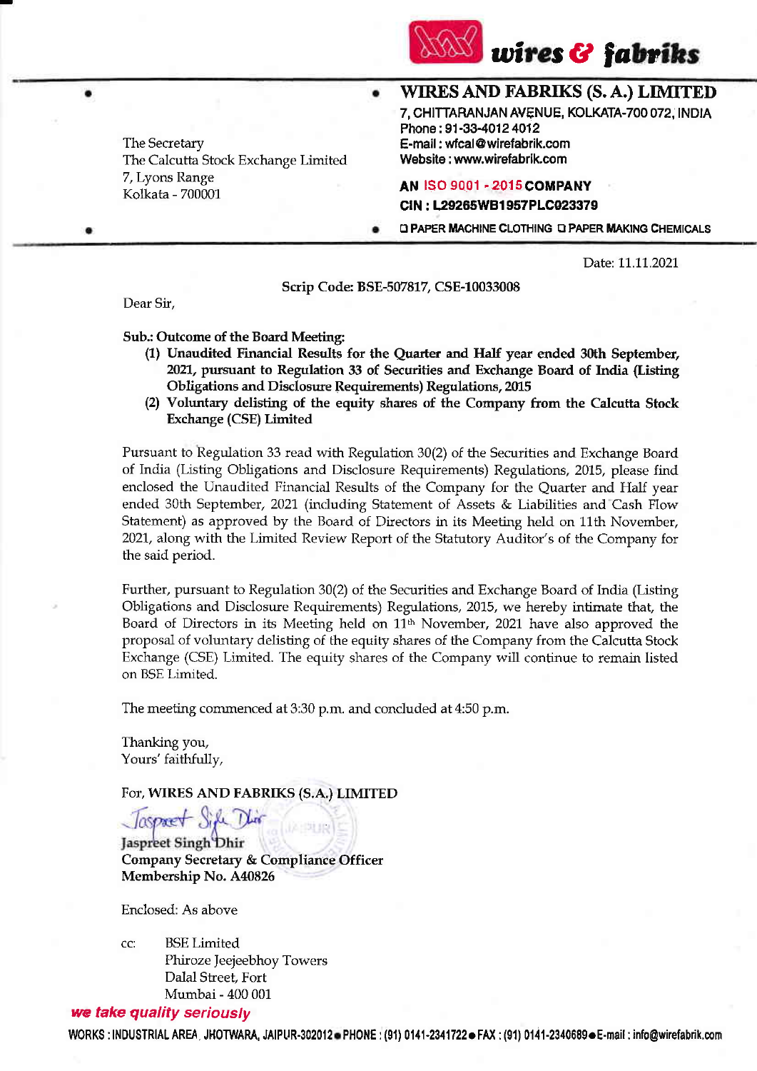**wires & fabriks**

## WIRES AND FABRIKS (S. A.) LIMITED

7, CHITTARANJAN AVENUE, KOLKATA-700 072, INDIA
Phone : 91-33-4012 4012
E-mail : wfcal@wirefabrik.com
Website : www.wirefabrik.com

AN ISO 9001 - 2015 COMPANY
CIN : L29265WB1957PLC023379

❑ PAPER MACHINE CLOTHING ❑ PAPER MAKING CHEMICALS

The Secretary
The Calcutta Stock Exchange Limited
7, Lyons Range
Kolkata - 700001

Date: 11.11.2021

**Scrip Code: BSE-507817, CSE-10033008**

Dear Sir,

**Sub.: Outcome of the Board Meeting:**

1. **Unaudited Financial Results for the Quarter and Half year ended 30th September, 2021, pursuant to Regulation 33 of Securities and Exchange Board of India (Listing Obligations and Disclosure Requirements) Regulations, 2015**
2. **Voluntary delisting of the equity shares of the Company from the Calcutta Stock Exchange (CSE) Limited**

Pursuant to Regulation 33 read with Regulation 30(2) of the Securities and Exchange Board of India (Listing Obligations and Disclosure Requirements) Regulations, 2015, please find enclosed the Unaudited Financial Results of the Company for the Quarter and Half year ended 30th September, 2021 (including Statement of Assets & Liabilities and Cash Flow Statement) as approved by the Board of Directors in its Meeting held on 11th November, 2021, along with the Limited Review Report of the Statutory Auditor's of the Company for the said period.

Further, pursuant to Regulation 30(2) of the Securities and Exchange Board of India (Listing Obligations and Disclosure Requirements) Regulations, 2015, we hereby intimate that, the Board of Directors in its Meeting held on 11th November, 2021 have also approved the proposal of voluntary delisting of the equity shares of the Company from the Calcutta Stock Exchange (CSE) Limited. The equity shares of the Company will continue to remain listed on BSE Limited.

The meeting commenced at 3:30 p.m. and concluded at 4:50 p.m.

Thanking you,
Yours' faithfully,

For, **WIRES AND FABRIKS (S.A.) LIMITED**

**Jaspreet Singh Dhir**
**Company Secretary & Compliance Officer**
**Membership No. A40826**

Enclosed: As above

cc: BSE Limited
Phiroze Jeejeebhoy Towers
Dalal Street, Fort
Mumbai - 400 001

*we take quality seriously*

WORKS : INDUSTRIAL AREA, JHOTWARA, JAIPUR-302012 • PHONE : (91) 0141-2341722 • FAX : (91) 0141-2340689 • E-mail : info@wirefabrik.com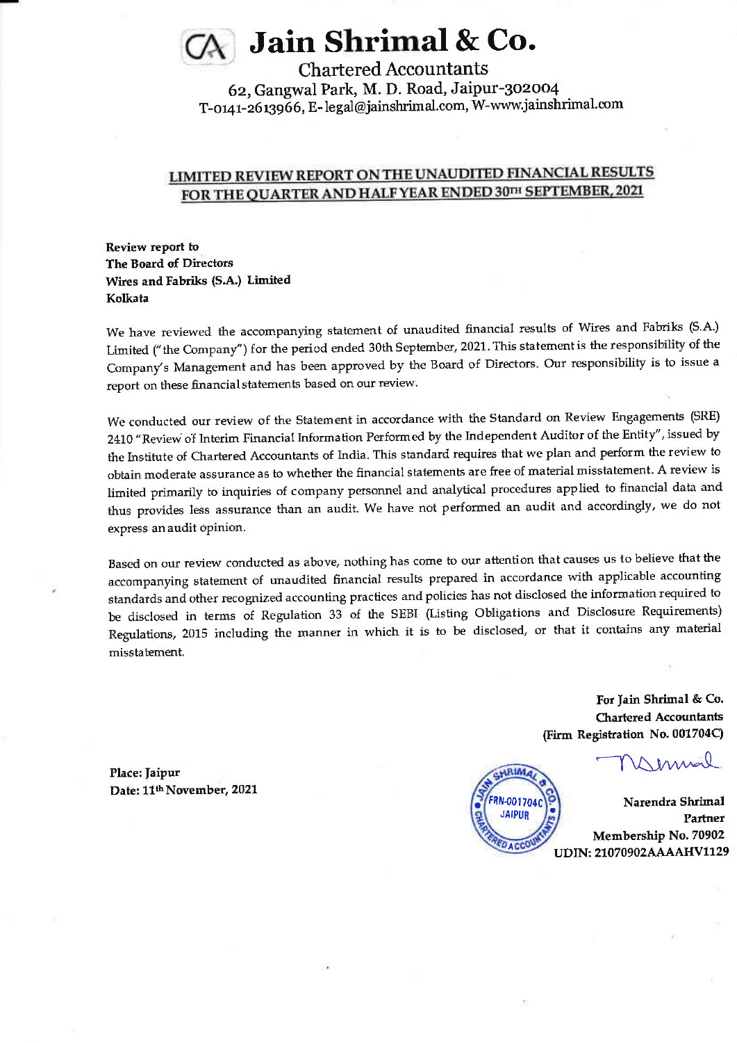# Jain Shrimal & Co.

Chartered Accountants

62, Gangwal Park, M. D. Road, Jaipur-302004

T-0141-2613966, E- legal@jainshrimal.com, W-www.jainshrimal.com

## LIMITED REVIEW REPORT ON THE UNAUDITED FINANCIAL RESULTS FOR THE QUARTER AND HALF YEAR ENDED 30TH SEPTEMBER, 2021

**Review report to**
**The Board of Directors**
**Wires and Fabriks (S.A.) Limited**
**Kolkata**

We have reviewed the accompanying statement of unaudited financial results of Wires and Fabriks (S.A.) Limited ("the Company") for the period ended 30th September, 2021. This statement is the responsibility of the Company's Management and has been approved by the Board of Directors. Our responsibility is to issue a report on these financial statements based on our review.

We conducted our review of the Statement in accordance with the Standard on Review Engagements (SRE) 2410 "Review of Interim Financial Information Performed by the Independent Auditor of the Entity", issued by the Institute of Chartered Accountants of India. This standard requires that we plan and perform the review to obtain moderate assurance as to whether the financial statements are free of material misstatement. A review is limited primarily to inquiries of company personnel and analytical procedures applied to financial data and thus provides less assurance than an audit. We have not performed an audit and accordingly, we do not express an audit opinion.

Based on our review conducted as above, nothing has come to our attention that causes us to believe that the accompanying statement of unaudited financial results prepared in accordance with applicable accounting standards and other recognized accounting practices and policies has not disclosed the information required to be disclosed in terms of Regulation 33 of the SEBI (Listing Obligations and Disclosure Requirements) Regulations, 2015 including the manner in which it is to be disclosed, or that it contains any material misstatement.

**For Jain Shrimal & Co.**
**Chartered Accountants**
**(Firm Registration No. 001704C)**

**Place: Jaipur**
**Date: 11th November, 2021**

**Narendra Shrimal**
**Partner**
**Membership No. 70902**
**UDIN: 21070902AAAAHV1129**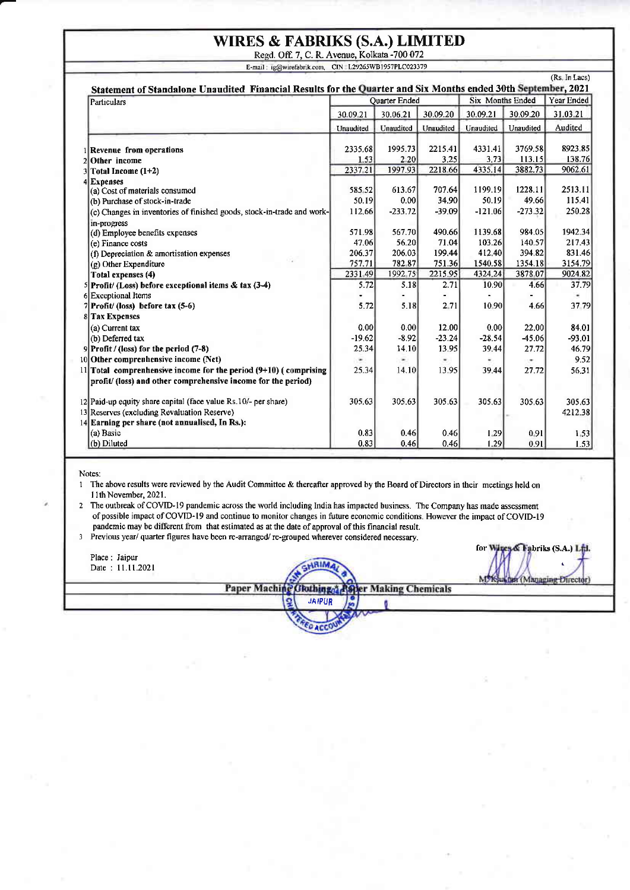# WIRES & FABRIKS (S.A.) LIMITED

Regd. Off. 7, C. R. Avenue, Kolkata -700 072

E-mail : ig@wirefabrik.com, CIN : L29265WB1957PLC023379

(Rs. In Lacs)

**Statement of Standalone Unaudited Financial Results for the Quarter and Six Months ended 30th September, 2021**

| | Particulars | Quarter Ended | | | Six Months Ended | | Year Ended |
|---|---|---|---|---|---|---|---|
| | | 30.09.21 | 30.06.21 | 30.09.20 | 30.09.21 | 30.09.20 | 31.03.21 |
| | | Unaudited | Unaudited | Unaudited | Unaudited | Unaudited | Audited |
| 1 | **Revenue from operations** | 2335.68 | 1995.73 | 2215.41 | 4331.41 | 3769.58 | 8923.85 |
| 2 | **Other income** | 1.53 | 2.20 | 3.25 | 3.73 | 113.15 | 138.76 |
| 3 | **Total Income (1+2)** | 2337.21 | 1997.93 | 2218.66 | 4335.14 | 3882.73 | 9062.61 |
| 4 | **Expenses** | | | | | | |
| | (a) Cost of materials consumed | 585.52 | 613.67 | 707.64 | 1199.19 | 1228.11 | 2513.11 |
| | (b) Purchase of stock-in-trade | 50.19 | 0.00 | 34.90 | 50.19 | 49.66 | 115.41 |
| | (c) Changes in inventories of finished goods, stock-in-trade and work-in-progress | 112.66 | -233.72 | -39.09 | -121.06 | -273.32 | 250.28 |
| | (d) Employee benefits expenses | 571.98 | 567.70 | 490.66 | 1139.68 | 984.05 | 1942.34 |
| | (e) Finance costs | 47.06 | 56.20 | 71.04 | 103.26 | 140.57 | 217.43 |
| | (f) Depreciation & amortisation expenses | 206.37 | 206.03 | 199.44 | 412.40 | 394.82 | 831.46 |
| | (g) Other Expenditure | 757.71 | 782.87 | 751.36 | 1540.58 | 1354.18 | 3154.79 |
| | **Total expenses (4)** | 2331.49 | 1992.75 | 2215.95 | 4324.24 | 3878.07 | 9024.82 |
| 5 | **Profit/ (Loss) before exceptional items & tax (3-4)** | 5.72 | 5.18 | 2.71 | 10.90 | 4.66 | 37.79 |
| 6 | Exceptional Items | - | - | - | - | - | - |
| 7 | **Profit/ (loss) before tax (5-6)** | 5.72 | 5.18 | 2.71 | 10.90 | 4.66 | 37.79 |
| 8 | **Tax Expenses** | | | | | | |
| | (a) Current tax | 0.00 | 0.00 | 12.00 | 0.00 | 22.00 | 84.01 |
| | (b) Deferred tax | -19.62 | -8.92 | -23.24 | -28.54 | -45.06 | -93.01 |
| 9 | **Profit / (loss) for the period (7-8)** | 25.34 | 14.10 | 13.95 | 39.44 | 27.72 | 46.79 |
| 10 | **Other comprehensive income (Net)** | - | - | - | - | - | 9.52 |
| 11 | **Total comprehensive income for the period (9+10) ( comprising profit/ (loss) and other comprehensive income for the period)** | 25.34 | 14.10 | 13.95 | 39.44 | 27.72 | 56.31 |
| 12 | Paid-up equity share capital (face value Rs.10/- per share) | 305.63 | 305.63 | 305.63 | 305.63 | 305.63 | 305.63 |
| 13 | Reserves (excluding Revaluation Reserve) | | | | | - | 4212.38 |
| 14 | **Earning per share (not annualised, In Rs.):** | | | | | | |
| | (a) Basic | 0.83 | 0.46 | 0.46 | 1.29 | 0.91 | 1.53 |
| | (b) Diluted | 0.83 | 0.46 | 0.46 | 1.29 | 0.91 | 1.53 |

Notes:

1. The above results were reviewed by the Audit Committee & thereafter approved by the Board of Directors in their meetings held on 11th November, 2021.
2. The outbreak of COVID-19 pandemic across the world including India has impacted business. The Company has made assessment of possible impact of COVID-19 and continue to monitor changes in future economic conditions. However the impact of COVID-19 pandemic may be different from that estimated as at the date of approval of this financial result.
3. Previous year/ quarter figures have been re-arranged/ re-grouped wherever considered necessary.

Place : Jaipur
Date : 11.11.2021

for Wires & Fabriks (S.A.) Ltd.

M. K. Kasliwal (Managing Director)

Paper Machine Clothing * Paper Making Chemicals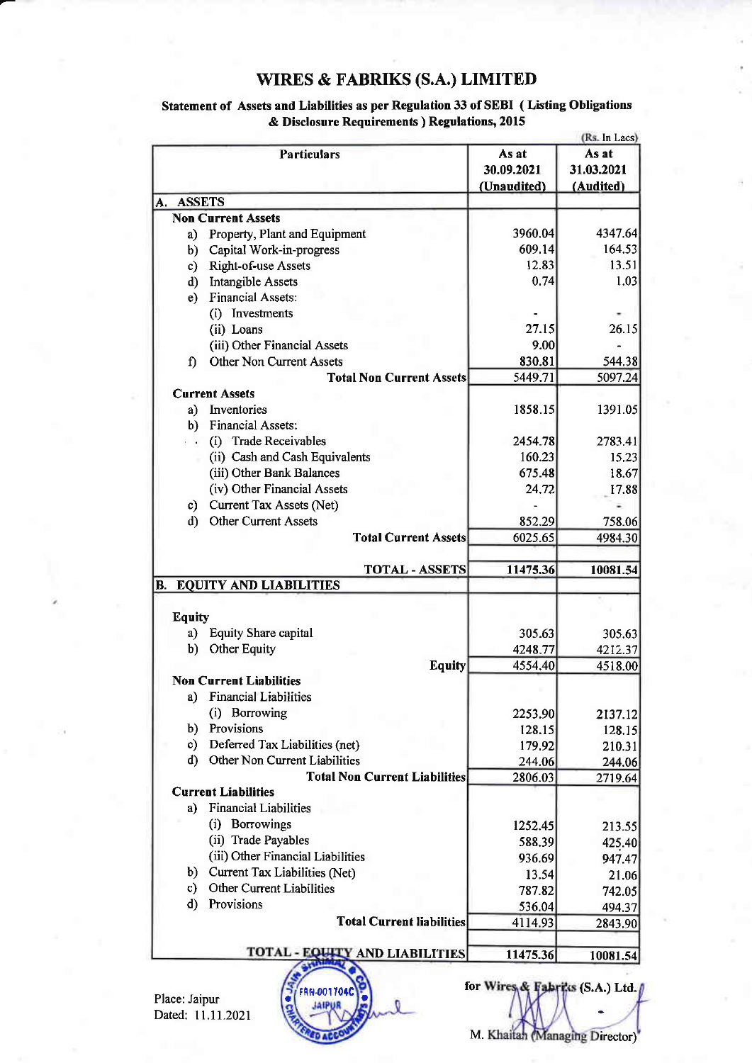# WIRES & FABRIKS (S.A.) LIMITED

**Statement of Assets and Liabilities as per Regulation 33 of SEBI ( Listing Obligations & Disclosure Requirements ) Regulations, 2015**

(Rs. In Lacs)

| Particulars | As at 30.09.2021 (Unaudited) | As at 31.03.2021 (Audited) |
|---|---|---|
| **A. ASSETS** | | |
| **Non Current Assets** | | |
| a) Property, Plant and Equipment | 3960.04 | 4347.64 |
| b) Capital Work-in-progress | 609.14 | 164.53 |
| c) Right-of-use Assets | 12.83 | 13.51 |
| d) Intangible Assets | 0.74 | 1.03 |
| e) Financial Assets: | | |
| (i) Investments | - | - |
| (ii) Loans | 27.15 | 26.15 |
| (iii) Other Financial Assets | 9.00 | - |
| f) Other Non Current Assets | 830.81 | 544.38 |
| **Total Non Current Assets** | 5449.71 | 5097.24 |
| **Current Assets** | | |
| a) Inventories | 1858.15 | 1391.05 |
| b) Financial Assets: | | |
| (i) Trade Receivables | 2454.78 | 2783.41 |
| (ii) Cash and Cash Equivalents | 160.23 | 15.23 |
| (iii) Other Bank Balances | 675.48 | 18.67 |
| (iv) Other Financial Assets | 24.72 | 17.88 |
| c) Current Tax Assets (Net) | - | - |
| d) Other Current Assets | 852.29 | 758.06 |
| **Total Current Assets** | 6025.65 | 4984.30 |
| **TOTAL - ASSETS** | **11475.36** | **10081.54** |
| **B. EQUITY AND LIABILITIES** | | |
| **Equity** | | |
| a) Equity Share capital | 305.63 | 305.63 |
| b) Other Equity | 4248.77 | 4212.37 |
| **Equity** | 4554.40 | 4518.00 |
| **Non Current Liabilities** | | |
| a) Financial Liabilities | | |
| (i) Borrowing | 2253.90 | 2137.12 |
| b) Provisions | 128.15 | 128.15 |
| c) Deferred Tax Liabilities (net) | 179.92 | 210.31 |
| d) Other Non Current Liabilities | 244.06 | 244.06 |
| **Total Non Current Liabilities** | 2806.03 | 2719.64 |
| **Current Liabilities** | | |
| a) Financial Liabilities | | |
| (i) Borrowings | 1252.45 | 213.55 |
| (ii) Trade Payables | 588.39 | 425.40 |
| (iii) Other Financial Liabilities | 936.69 | 947.47 |
| b) Current Tax Liabilities (Net) | 13.54 | 21.06 |
| c) Other Current Liabilities | 787.82 | 742.05 |
| d) Provisions | 536.04 | 494.37 |
| **Total Current liabilities** | 4114.93 | 2843.90 |
| **TOTAL - EQUITY AND LIABILITIES** | **11475.36** | **10081.54** |

Place: Jaipur
Dated: 11.11.2021

**for Wires & Fabriks (S.A.) Ltd.**

M. Khaitan (Managing Director)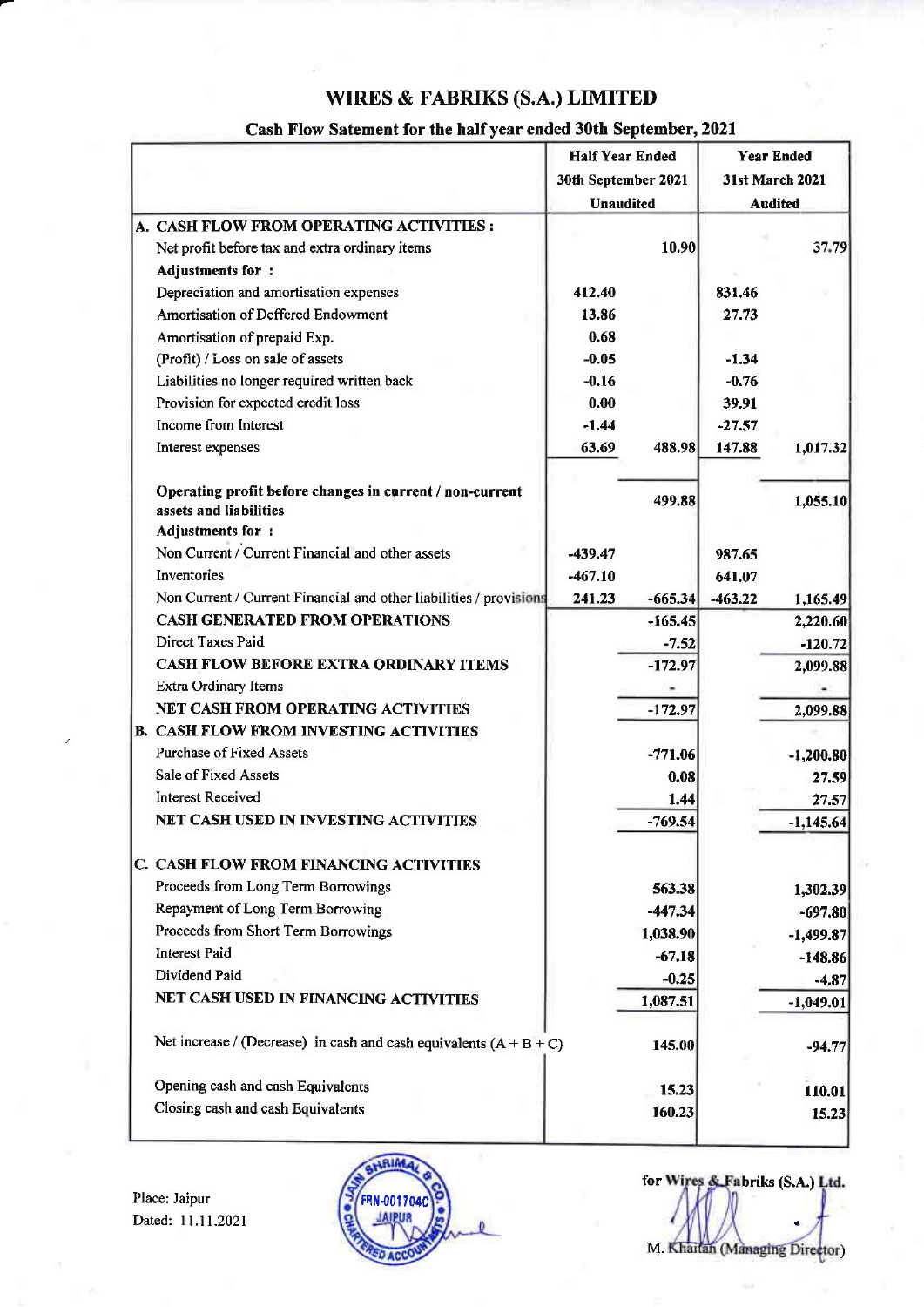# WIRES & FABRIKS (S.A.) LIMITED

## Cash Flow Satement for the half year ended 30th September, 2021

| | Half Year Ended 30th September 2021 Unaudited | | Year Ended 31st March 2021 Audited | |
|---|---|---|---|---|
| **A. CASH FLOW FROM OPERATING ACTIVITIES :** | | | | |
| Net profit before tax and extra ordinary items | | 10.90 | | 37.79 |
| **Adjustments for :** | | | | |
| Depreciation and amortisation expenses | 412.40 | | 831.46 | |
| Amortisation of Deffered Endowment | 13.86 | | 27.73 | |
| Amortisation of prepaid Exp. | 0.68 | | | |
| (Profit) / Loss on sale of assets | -0.05 | | -1.34 | |
| Liabilities no longer required written back | -0.16 | | -0.76 | |
| Provision for expected credit loss | 0.00 | | 39.91 | |
| Income from Interest | -1.44 | | -27.57 | |
| Interest expenses | 63.69 | 488.98 | 147.88 | 1,017.32 |
| **Operating profit before changes in current / non-current assets and liabilities** | | 499.88 | | 1,055.10 |
| **Adjustments for :** | | | | |
| Non Current / Current Financial and other assets | -439.47 | | 987.65 | |
| Inventories | -467.10 | | 641.07 | |
| Non Current / Current Financial and other liabilities / provisions | 241.23 | -665.34 | -463.22 | 1,165.49 |
| **CASH GENERATED FROM OPERATIONS** | | -165.45 | | 2,220.60 |
| Direct Taxes Paid | | -7.52 | | -120.72 |
| **CASH FLOW BEFORE EXTRA ORDINARY ITEMS** | | -172.97 | | 2,099.88 |
| Extra Ordinary Items | | - | | - |
| **NET CASH FROM OPERATING ACTIVITIES** | | -172.97 | | 2,099.88 |
| **B. CASH FLOW FROM INVESTING ACTIVITIES** | | | | |
| Purchase of Fixed Assets | | -771.06 | | -1,200.80 |
| Sale of Fixed Assets | | 0.08 | | 27.59 |
| Interest Received | | 1.44 | | 27.57 |
| **NET CASH USED IN INVESTING ACTIVITIES** | | -769.54 | | -1,145.64 |
| **C. CASH FLOW FROM FINANCING ACTIVITIES** | | | | |
| Proceeds from Long Term Borrowings | | 563.38 | | 1,302.39 |
| Repayment of Long Term Borrowing | | -447.34 | | -697.80 |
| Proceeds from Short Term Borrowings | | 1,038.90 | | -1,499.87 |
| Interest Paid | | -67.18 | | -148.86 |
| Dividend Paid | | -0.25 | | -4.87 |
| **NET CASH USED IN FINANCING ACTIVITIES** | | 1,087.51 | | -1,049.01 |
| Net increase / (Decrease) in cash and cash equivalents (A + B + C) | | 145.00 | | -94.77 |
| Opening cash and cash Equivalents | | 15.23 | | 110.01 |
| Closing cash and cash Equivalents | | 160.23 | | 15.23 |

Place: Jaipur
Dated: 11.11.2021

Jain Shrimal & Co. Chartered Accountants, FRN-001704C, Jaipur

for Wires & Fabriks (S.A.) Ltd.

M. Khaitan (Managing Director)